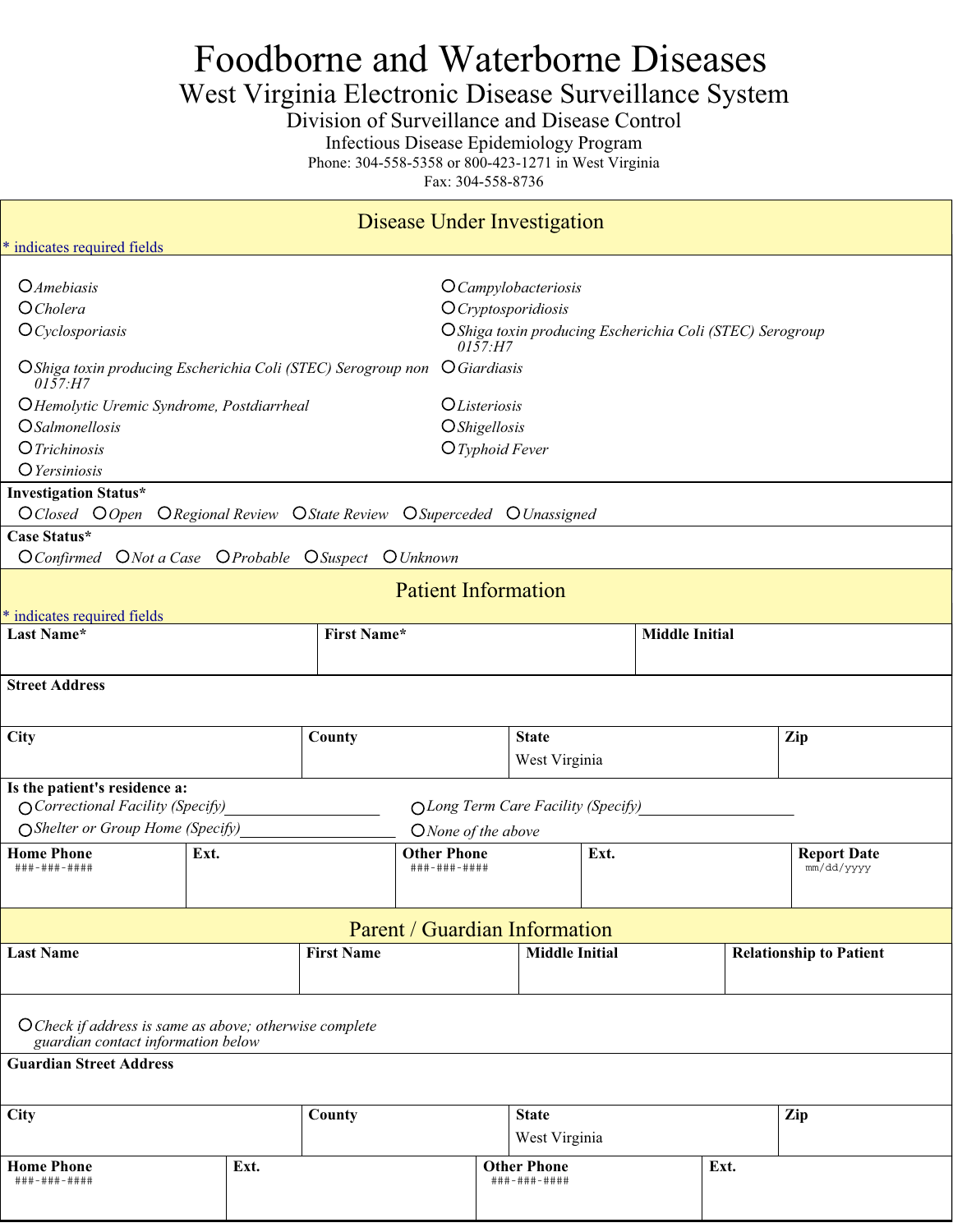# Foodborne and Waterborne Diseases

## West Virginia Electronic Disease Surveillance System

Division of Surveillance and Disease Control

Infectious Disease Epidemiology Program

Phone: 304-558-5358 or 800-423-1271 in West Virginia

Fax: 304-558-8736

## Disease Under Investigation

* indicates required fields

- ○ *Amebiasis*
- ○ *Campylobacteriosis*
- ○ *Cholera*
- ○ *Cryptosporidiosis*
- ○ *Cyclosporiasis*
- ○ *Shiga toxin producing Escherichia Coli (STEC) Serogroup 0157:H7*
- ○ *Shiga toxin producing Escherichia Coli (STEC) Serogroup non 0157:H7*
- ○ *Giardiasis*
- ○ *Hemolytic Uremic Syndrome, Postdiarrheal*
- ○ *Listeriosis*
- ○ *Salmonellosis*
- ○ *Shigellosis*
- ○ *Trichinosis*
- ○ *Typhoid Fever*
- ○ *Yersiniosis*

**Investigation Status***

○ *Closed* ○ *Open* ○ *Regional Review* ○ *State Review* ○ *Superceded* ○ *Unassigned*

**Case Status***

○ *Confirmed* ○ *Not a Case* ○ *Probable* ○ *Suspect* ○ *Unknown*

## Patient Information

* indicates required fields

| Last Name* | First Name* | Middle Initial |
|---|---|---|
| | | |

**Street Address**

| City | County | State | Zip |
|---|---|---|---|
| | | West Virginia | |

**Is the patient's residence a:**

○ *Correctional Facility (Specify)*____________________ ○ *Long Term Care Facility (Specify)*____________________

○ *Shelter or Group Home (Specify)*____________________ ○ *None of the above*

| Home Phone ###-###-#### | Ext. | Other Phone ###-###-#### | Ext. | Report Date mm/dd/yyyy |
|---|---|---|---|---|
| | | | | |

## Parent / Guardian Information

| Last Name | First Name | Middle Initial | Relationship to Patient |
|---|---|---|---|
| | | | |

○ *Check if address is same as above; otherwise complete guardian contact information below*

**Guardian Street Address**

| City | County | State | Zip |
|---|---|---|---|
| | | West Virginia | |

| Home Phone ###-###-#### | Ext. | Other Phone ###-###-#### | Ext. |
|---|---|---|---|
| | | | |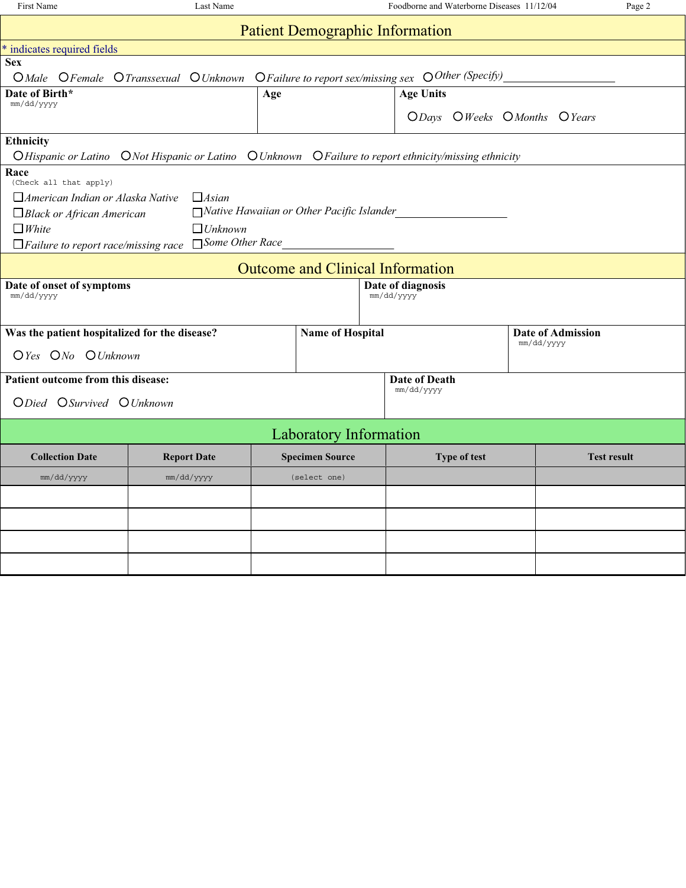## Patient Demographic Information

* indicates required fields

**Sex**

O *Male* O *Female* O *Transsexual* O *Unknown* O *Failure to report sex/missing sex* O *Other (Specify)* ____________________

| **Date of Birth*** | **Age** | **Age Units** |
|---|---|---|
| mm/dd/yyyy | | O *Days* O *Weeks* O *Months* O *Years* |

**Ethnicity**

O *Hispanic or Latino* O *Not Hispanic or Latino* O *Unknown* O *Failure to report ethnicity/missing ethnicity*

**Race**
(Check all that apply)

☐ *American Indian or Alaska Native* ☐ *Asian*
☐ *Black or African American* ☐ *Native Hawaiian or Other Pacific Islander* ____________________
☐ *White* ☐ *Unknown*
☐ *Failure to report race/missing race* ☐ *Some Other Race* ____________________

## Outcome and Clinical Information

| **Date of onset of symptoms** | **Date of diagnosis** |
|---|---|
| mm/dd/yyyy | mm/dd/yyyy |

| **Was the patient hospitalized for the disease?** | **Name of Hospital** | **Date of Admission** |
|---|---|---|
| O *Yes* O *No* O *Unknown* | | mm/dd/yyyy |

| **Patient outcome from this disease:** | **Date of Death** |
|---|---|
| O *Died* O *Survived* O *Unknown* | mm/dd/yyyy |

## Laboratory Information

| Collection Date | Report Date | Specimen Source | Type of test | Test result |
|---|---|---|---|---|
| mm/dd/yyyy | mm/dd/yyyy | (select one) | | |
| | | | | |
| | | | | |
| | | | | |
| | | | | |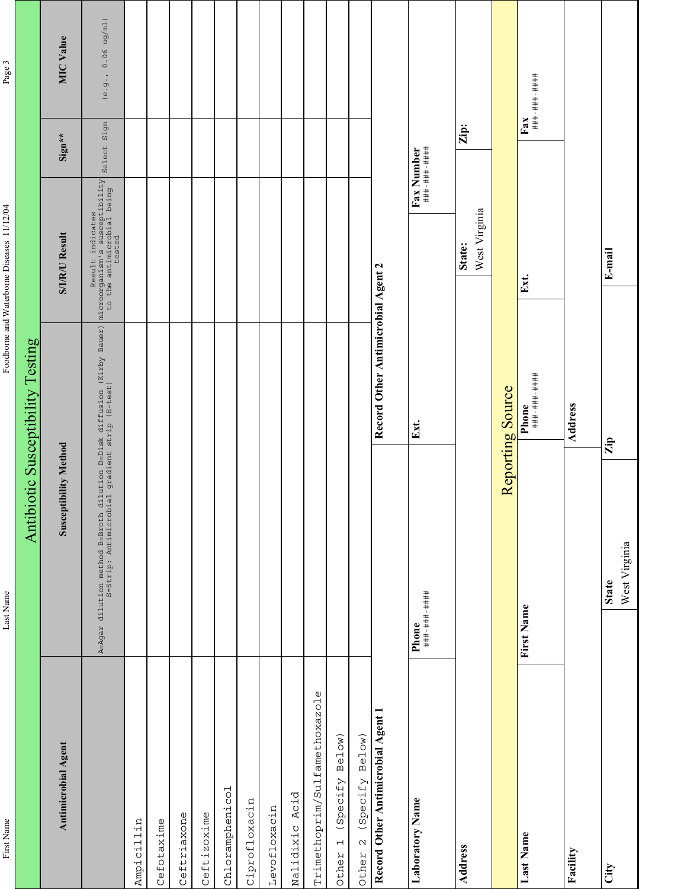# Antibiotic Susceptibility Testing

| Antimicrobial Agent | Susceptibility Method | S/I/R/U Result | Sign** | MIC Value |
|---|---|---|---|---|
| | A=Agar dilution method B=Broth dilution D=Disk diffusion (Kirby Bauer) S=Strip: Antimicrobial gradient strip (E-test) | Result indicates microorganism's susceptibility to the antimicrobial being tested | Select Sign | (e.g., 0.06 ug/ml) |
| Ampicillin | | | | |
| Cefotaxime | | | | |
| Ceftriaxone | | | | |
| Ceftizoxime | | | | |
| Chloramphenicol | | | | |
| Ciprofloxacin | | | | |
| Levofloxacin | | | | |
| Nalidixic Acid | | | | |
| Trimethoprim/Sulfamethoxazole | | | | |
| Other 1 (Specify Below) | | | | |
| Other 2 (Specify Below) | | | | |

| **Record Other Antimicrobial Agent 1** | | **Record Other Antimicrobial Agent 2** | |
|---|---|---|---|
| **Laboratory Name** | **Phone** ###-###-#### | **Ext.** | **Fax Number** ###-###-#### |
| **Address** | | **State:** West Virginia | **Zip:** |

# Reporting Source

| **Last Name** | **First Name** | **Phone** ###-###-#### | **Ext.** | **Fax** ###-###-#### |
|---|---|---|---|---|
| **Facility** | | **Address** | | |
| **City** | **State** West Virginia | **Zip** | **E-mail** | |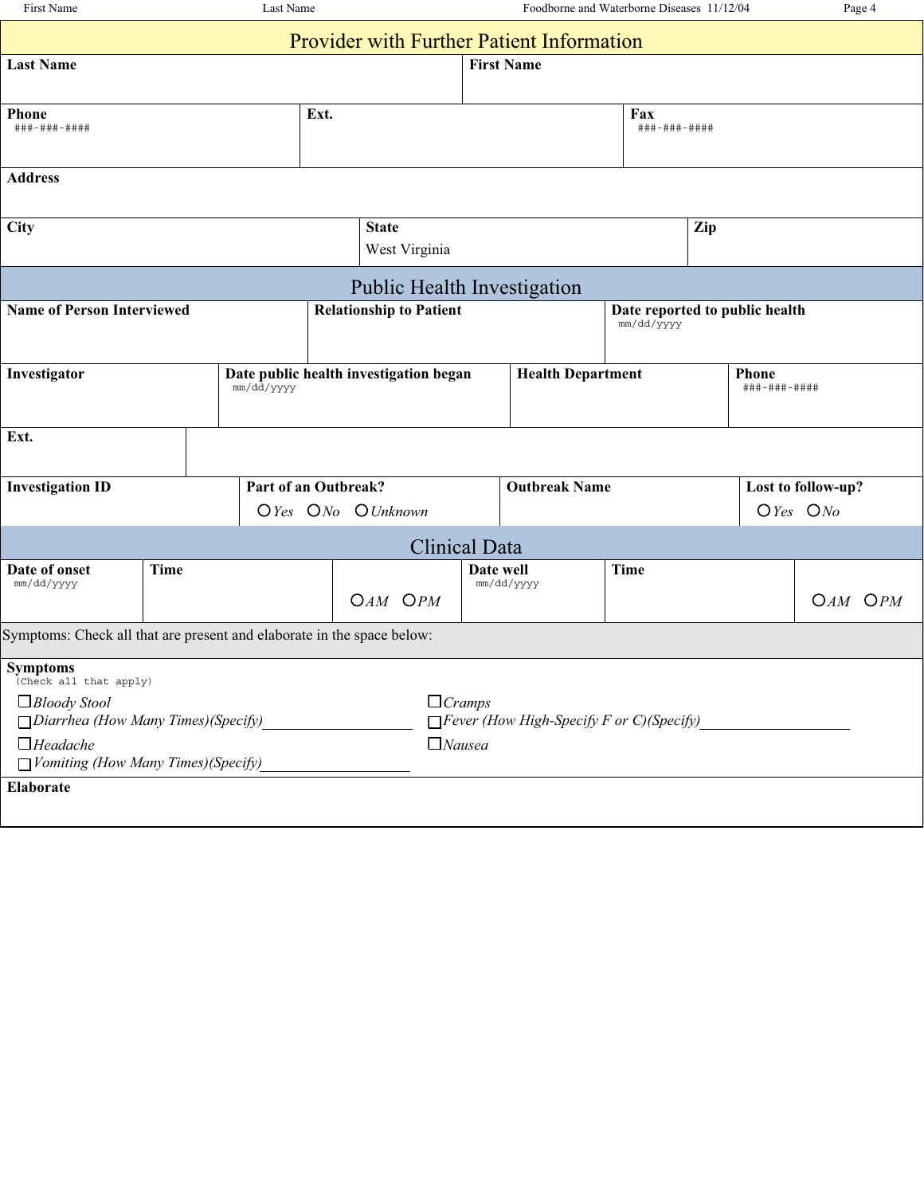## Provider with Further Patient Information

| Last Name | First Name |
|---|---|
| | |

| Phone | Ext. | Fax |
|---|---|---|
| ###-###-#### | | ###-###-#### |

| Address |
|---|
| |

| City | State | Zip |
|---|---|---|
| | West Virginia | |

## Public Health Investigation

| Name of Person Interviewed | Relationship to Patient | Date reported to public health |
|---|---|---|
| | | mm/dd/yyyy |

| Investigator | Date public health investigation began | Health Department | Phone |
|---|---|---|---|
| | mm/dd/yyyy | | ###-###-#### |

| Ext. |
|---|
| |

| Investigation ID | Part of an Outbreak? | Outbreak Name | Lost to follow-up? |
|---|---|---|---|
| | ○ *Yes* ○ *No* ○ *Unknown* | | ○ *Yes* ○ *No* |

## Clinical Data

| Date of onset | Time | | Date well | Time | |
|---|---|---|---|---|---|
| mm/dd/yyyy | | ○ *AM* ○ *PM* | mm/dd/yyyy | | ○ *AM* ○ *PM* |

Symptoms: Check all that are present and elaborate in the space below:

**Symptoms**
(Check all that apply)

- ☐ *Bloody Stool*
- ☐ *Cramps*
- ☐ *Diarrhea (How Many Times)(Specify)*\_\_\_\_\_\_\_\_\_\_\_\_\_\_\_\_\_\_\_\_
- ☐ *Fever (How High-Specify F or C)(Specify)*\_\_\_\_\_\_\_\_\_\_\_\_\_\_\_\_\_\_\_\_
- ☐ *Headache*
- ☐ *Nausea*
- ☐ *Vomiting (How Many Times)(Specify)*\_\_\_\_\_\_\_\_\_\_\_\_\_\_\_\_\_\_\_\_

**Elaborate**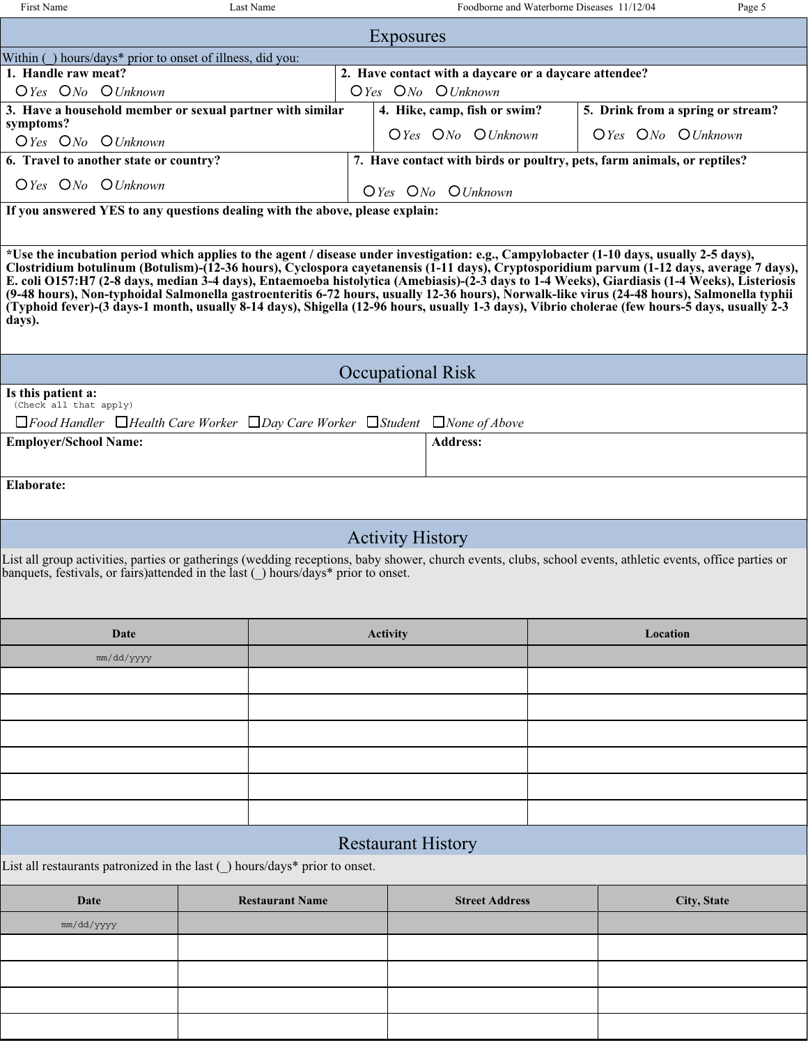## Exposures

Within (_) hours/days* prior to onset of illness, did you:

**1. Handle raw meat?**
○ Yes ○ No ○ Unknown

**2. Have contact with a daycare or a daycare attendee?**
○ Yes ○ No ○ Unknown

**3. Have a household member or sexual partner with similar symptoms?**
○ Yes ○ No ○ Unknown

**4. Hike, camp, fish or swim?**
○ Yes ○ No ○ Unknown

**5. Drink from a spring or stream?**
○ Yes ○ No ○ Unknown

**6. Travel to another state or country?**
○ Yes ○ No ○ Unknown

**7. Have contact with birds or poultry, pets, farm animals, or reptiles?**
○ Yes ○ No ○ Unknown

**If you answered YES to any questions dealing with the above, please explain:**

**\*Use the incubation period which applies to the agent / disease under investigation: e.g., Campylobacter (1-10 days, usually 2-5 days), Clostridium botulinum (Botulism)-(12-36 hours), Cyclospora cayetanensis (1-11 days), Cryptosporidium parvum (1-12 days, average 7 days), E. coli O157:H7 (2-8 days, median 3-4 days), Entaemoeba histolytica (Amebiasis)-(2-3 days to 1-4 Weeks), Giardiasis (1-4 Weeks), Listeriosis (9-48 hours), Non-typhoidal Salmonella gastroenteritis 6-72 hours, usually 12-36 hours), Norwalk-like virus (24-48 hours), Salmonella typhii (Typhoid fever)-(3 days-1 month, usually 8-14 days), Shigella (12-96 hours, usually 1-3 days), Vibrio cholerae (few hours-5 days, usually 2-3 days).**

## Occupational Risk

**Is this patient a:**
(Check all that apply)

☐ Food Handler ☐ Health Care Worker ☐ Day Care Worker ☐ Student ☐ None of Above

**Employer/School Name:**

**Address:**

**Elaborate:**

## Activity History

List all group activities, parties or gatherings (wedding receptions, baby shower, church events, clubs, school events, athletic events, office parties or banquets, festivals, or fairs)attended in the last (_) hours/days* prior to onset.

| Date | Activity | Location |
|---|---|---|
| mm/dd/yyyy | | |
| | | |
| | | |
| | | |
| | | |
| | | |
| | | |

## Restaurant History

List all restaurants patronized in the last (_) hours/days* prior to onset.

| Date | Restaurant Name | Street Address | City, State |
|---|---|---|---|
| mm/dd/yyyy | | | |
| | | | |
| | | | |
| | | | |
| | | | |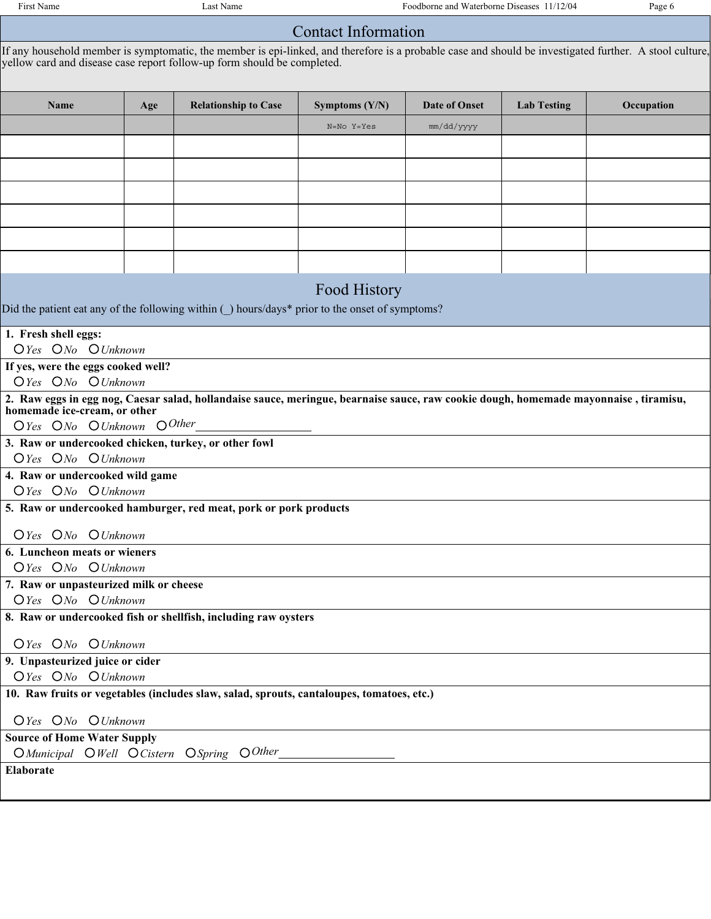## Contact Information

If any household member is symptomatic, the member is epi-linked, and therefore is a probable case and should be investigated further. A stool culture, yellow card and disease case report follow-up form should be completed.

| Name | Age | Relationship to Case | Symptoms (Y/N) | Date of Onset | Lab Testing | Occupation |
|---|---|---|---|---|---|---|
| | | | N=No Y=Yes | mm/dd/yyyy | | |
| | | | | | | |
| | | | | | | |
| | | | | | | |
| | | | | | | |
| | | | | | | |
| | | | | | | |

## Food History

Did the patient eat any of the following within (_) hours/days* prior to the onset of symptoms?

**1. Fresh shell eggs:**
○ *Yes* ○ *No* ○ *Unknown*

**If yes, were the eggs cooked well?**
○ *Yes* ○ *No* ○ *Unknown*

**2. Raw eggs in egg nog, Caesar salad, hollandaise sauce, meringue, bearnaise sauce, raw cookie dough, homemade mayonnaise , tiramisu, homemade ice-cream, or other**
○ *Yes* ○ *No* ○ *Unknown* ○ *Other*____________________

**3. Raw or undercooked chicken, turkey, or other fowl**
○ *Yes* ○ *No* ○ *Unknown*

**4. Raw or undercooked wild game**
○ *Yes* ○ *No* ○ *Unknown*

**5. Raw or undercooked hamburger, red meat, pork or pork products**
○ *Yes* ○ *No* ○ *Unknown*

**6. Luncheon meats or wieners**
○ *Yes* ○ *No* ○ *Unknown*

**7. Raw or unpasteurized milk or cheese**
○ *Yes* ○ *No* ○ *Unknown*

**8. Raw or undercooked fish or shellfish, including raw oysters**
○ *Yes* ○ *No* ○ *Unknown*

**9. Unpasteurized juice or cider**
○ *Yes* ○ *No* ○ *Unknown*

**10. Raw fruits or vegetables (includes slaw, salad, sprouts, cantaloupes, tomatoes, etc.)**
○ *Yes* ○ *No* ○ *Unknown*

**Source of Home Water Supply**
○ *Municipal* ○ *Well* ○ *Cistern* ○ *Spring* ○ *Other*____________________

**Elaborate**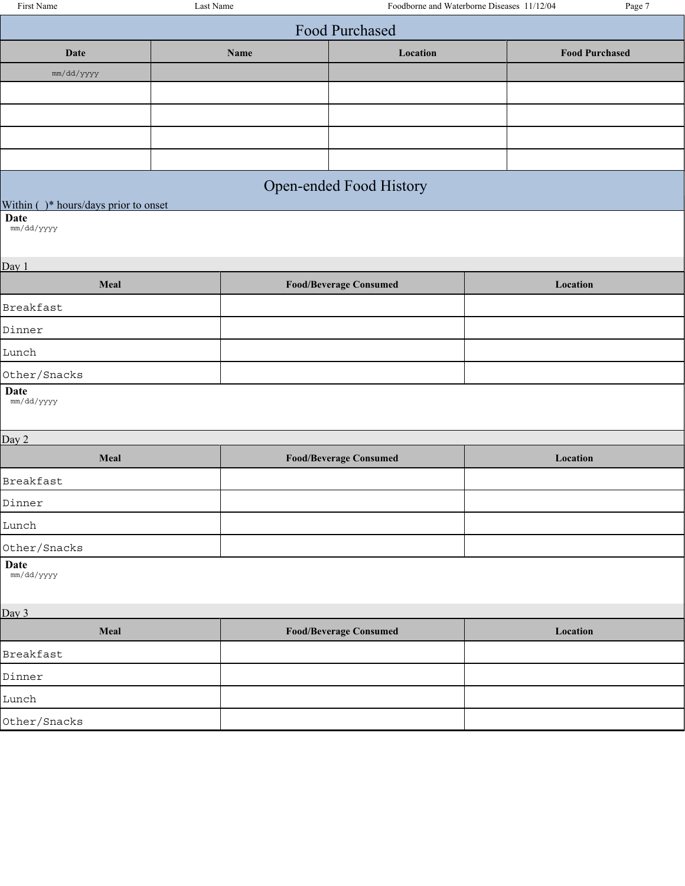## Food Purchased

| Date | Name | Location | Food Purchased |
| --- | --- | --- | --- |
| mm/dd/yyyy | | | |
| | | | |
| | | | |
| | | | |
| | | | |

## Open-ended Food History

Within ( )* hours/days prior to onset

**Date**
mm/dd/yyyy

Day 1

| Meal | Food/Beverage Consumed | Location |
| --- | --- | --- |
| Breakfast | | |
| Dinner | | |
| Lunch | | |
| Other/Snacks | | |

**Date**
mm/dd/yyyy

Day 2

| Meal | Food/Beverage Consumed | Location |
| --- | --- | --- |
| Breakfast | | |
| Dinner | | |
| Lunch | | |
| Other/Snacks | | |

**Date**
mm/dd/yyyy

Day 3

| Meal | Food/Beverage Consumed | Location |
| --- | --- | --- |
| Breakfast | | |
| Dinner | | |
| Lunch | | |
| Other/Snacks | | |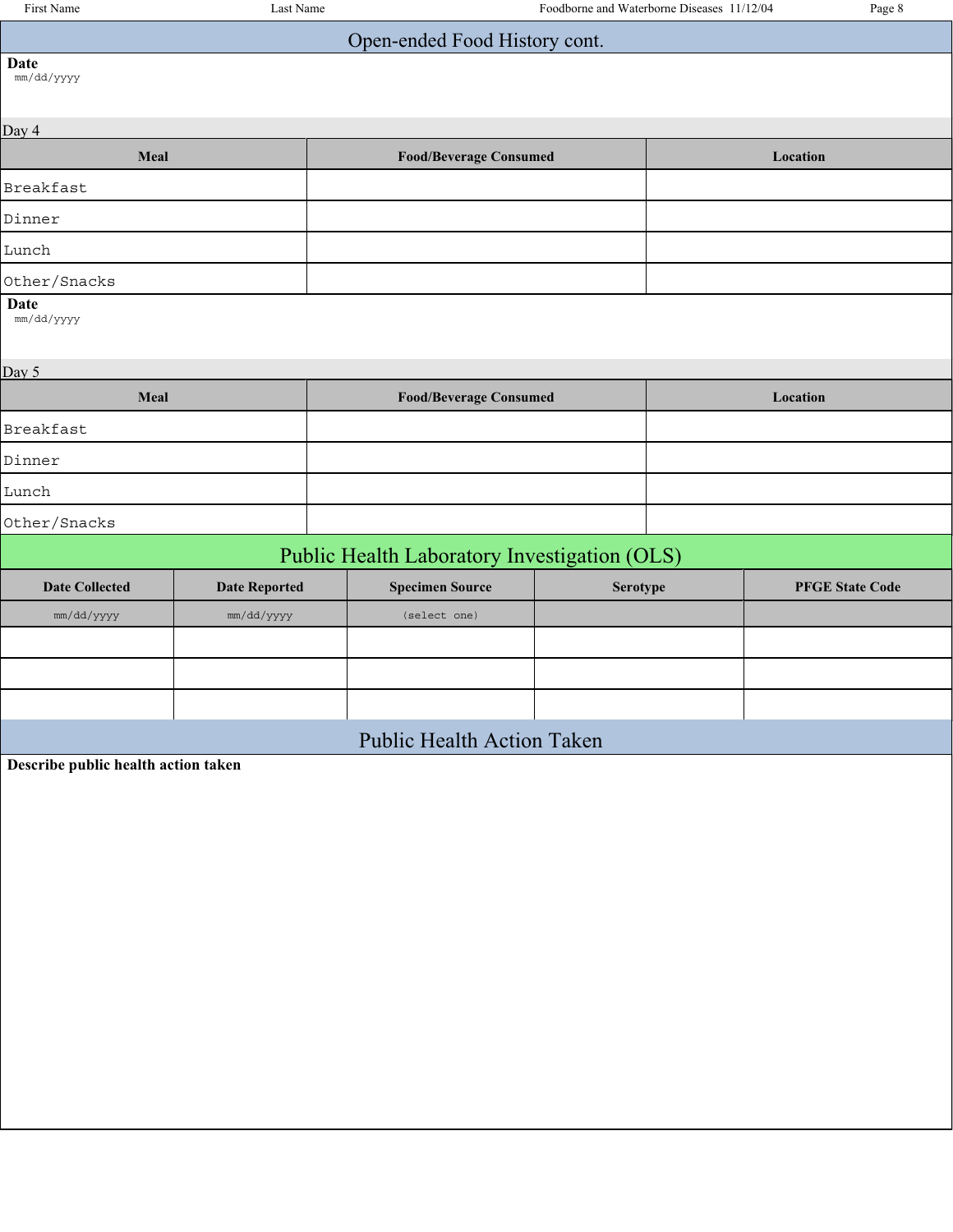## Open-ended Food History cont.

**Date**
mm/dd/yyyy

Day 4

| Meal | Food/Beverage Consumed | Location |
|---|---|---|
| Breakfast | | |
| Dinner | | |
| Lunch | | |
| Other/Snacks | | |

**Date**
mm/dd/yyyy

Day 5

| Meal | Food/Beverage Consumed | Location |
|---|---|---|
| Breakfast | | |
| Dinner | | |
| Lunch | | |
| Other/Snacks | | |

## Public Health Laboratory Investigation (OLS)

| Date Collected | Date Reported | Specimen Source | Serotype | PFGE State Code |
|---|---|---|---|---|
| mm/dd/yyyy | mm/dd/yyyy | (select one) | | |
| | | | | |
| | | | | |
| | | | | |

## Public Health Action Taken

**Describe public health action taken**